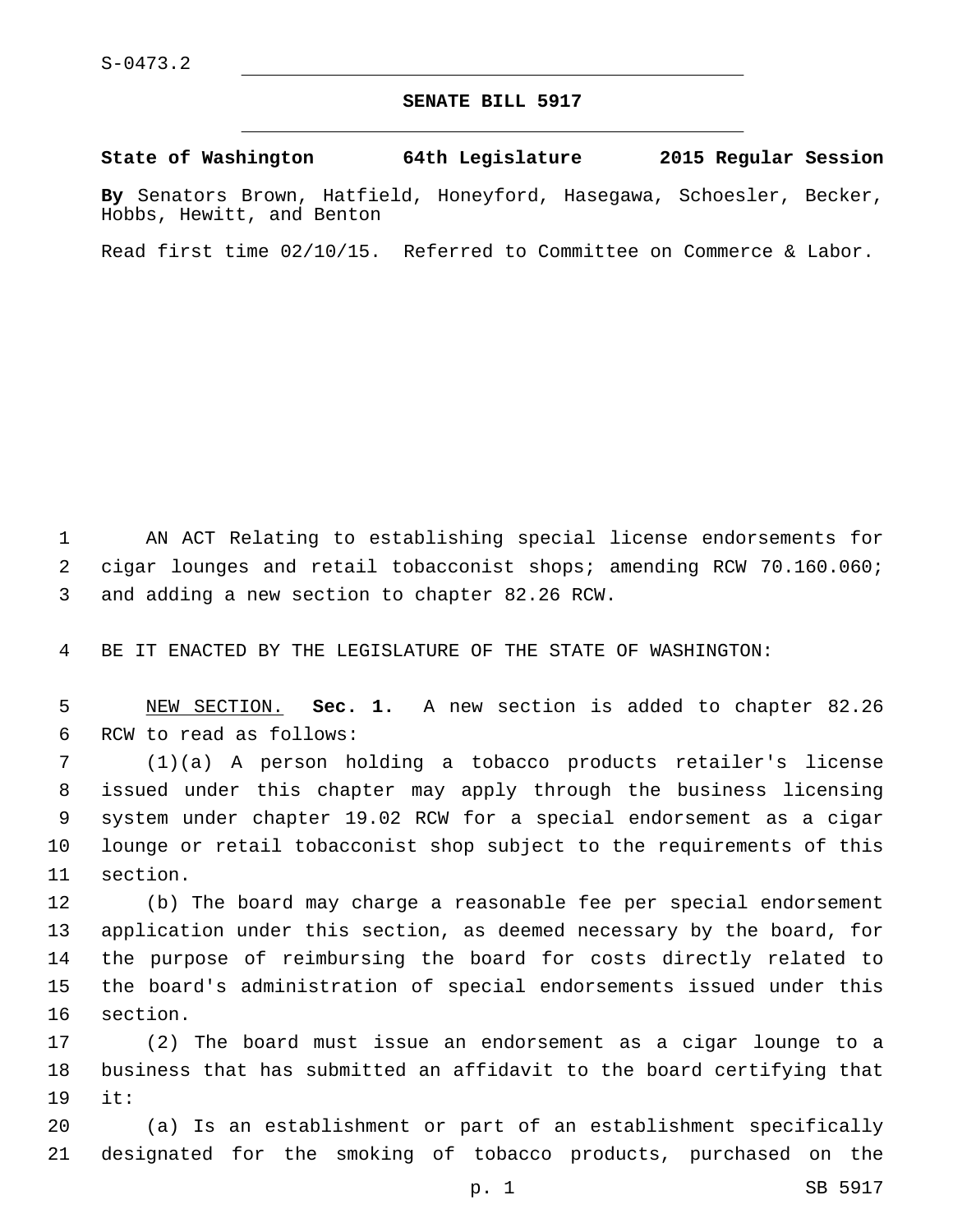S-0473.2

# SENATE BILL 5917

**State of Washington 64th Legislature 2015 Regular Session**

**By** Senators Brown, Hatfield, Honeyford, Hasegawa, Schoesler, Becker, Hobbs, Hewitt, and Benton

Read first time 02/10/15. Referred to Committee on Commerce & Labor.

1 AN ACT Relating to establishing special license endorsements for
2 cigar lounges and retail tobacconist shops; amending RCW 70.160.060;
3 and adding a new section to chapter 82.26 RCW.

4 BE IT ENACTED BY THE LEGISLATURE OF THE STATE OF WASHINGTON:

5 NEW SECTION. **Sec. 1.** A new section is added to chapter 82.26
6 RCW to read as follows:

7 (1)(a) A person holding a tobacco products retailer's license
8 issued under this chapter may apply through the business licensing
9 system under chapter 19.02 RCW for a special endorsement as a cigar
10 lounge or retail tobacconist shop subject to the requirements of this
11 section.

12 (b) The board may charge a reasonable fee per special endorsement
13 application under this section, as deemed necessary by the board, for
14 the purpose of reimbursing the board for costs directly related to
15 the board's administration of special endorsements issued under this
16 section.

17 (2) The board must issue an endorsement as a cigar lounge to a
18 business that has submitted an affidavit to the board certifying that
19 it:

20 (a) Is an establishment or part of an establishment specifically
21 designated for the smoking of tobacco products, purchased on the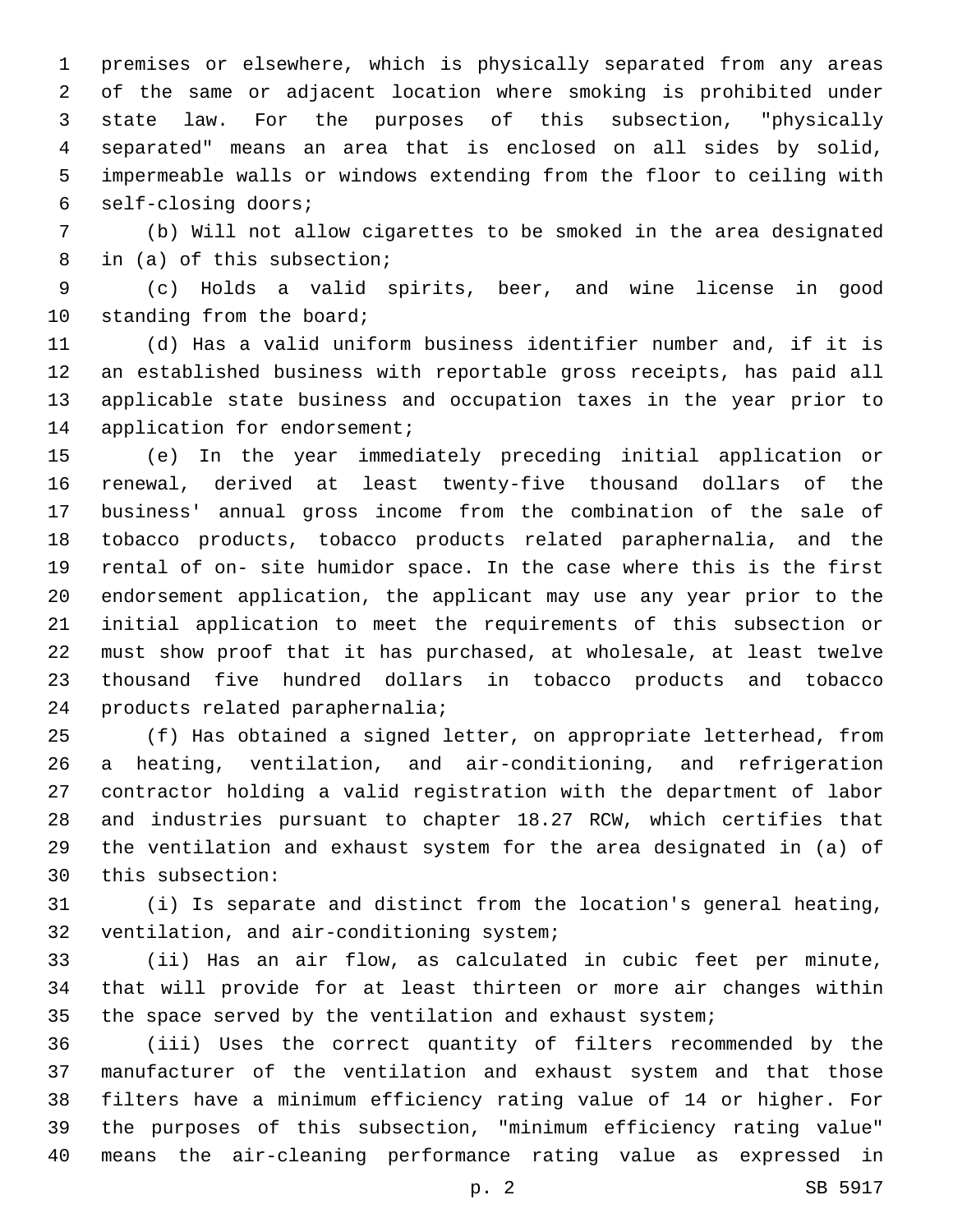premises or elsewhere, which is physically separated from any areas of the same or adjacent location where smoking is prohibited under state law. For the purposes of this subsection, "physically separated" means an area that is enclosed on all sides by solid, impermeable walls or windows extending from the floor to ceiling with self-closing doors;

(b) Will not allow cigarettes to be smoked in the area designated in (a) of this subsection;

(c) Holds a valid spirits, beer, and wine license in good standing from the board;

(d) Has a valid uniform business identifier number and, if it is an established business with reportable gross receipts, has paid all applicable state business and occupation taxes in the year prior to application for endorsement;

(e) In the year immediately preceding initial application or renewal, derived at least twenty-five thousand dollars of the business' annual gross income from the combination of the sale of tobacco products, tobacco products related paraphernalia, and the rental of on- site humidor space. In the case where this is the first endorsement application, the applicant may use any year prior to the initial application to meet the requirements of this subsection or must show proof that it has purchased, at wholesale, at least twelve thousand five hundred dollars in tobacco products and tobacco products related paraphernalia;

(f) Has obtained a signed letter, on appropriate letterhead, from a heating, ventilation, and air-conditioning, and refrigeration contractor holding a valid registration with the department of labor and industries pursuant to chapter 18.27 RCW, which certifies that the ventilation and exhaust system for the area designated in (a) of this subsection:

(i) Is separate and distinct from the location's general heating, ventilation, and air-conditioning system;

(ii) Has an air flow, as calculated in cubic feet per minute, that will provide for at least thirteen or more air changes within the space served by the ventilation and exhaust system;

(iii) Uses the correct quantity of filters recommended by the manufacturer of the ventilation and exhaust system and that those filters have a minimum efficiency rating value of 14 or higher. For the purposes of this subsection, "minimum efficiency rating value" means the air-cleaning performance rating value as expressed in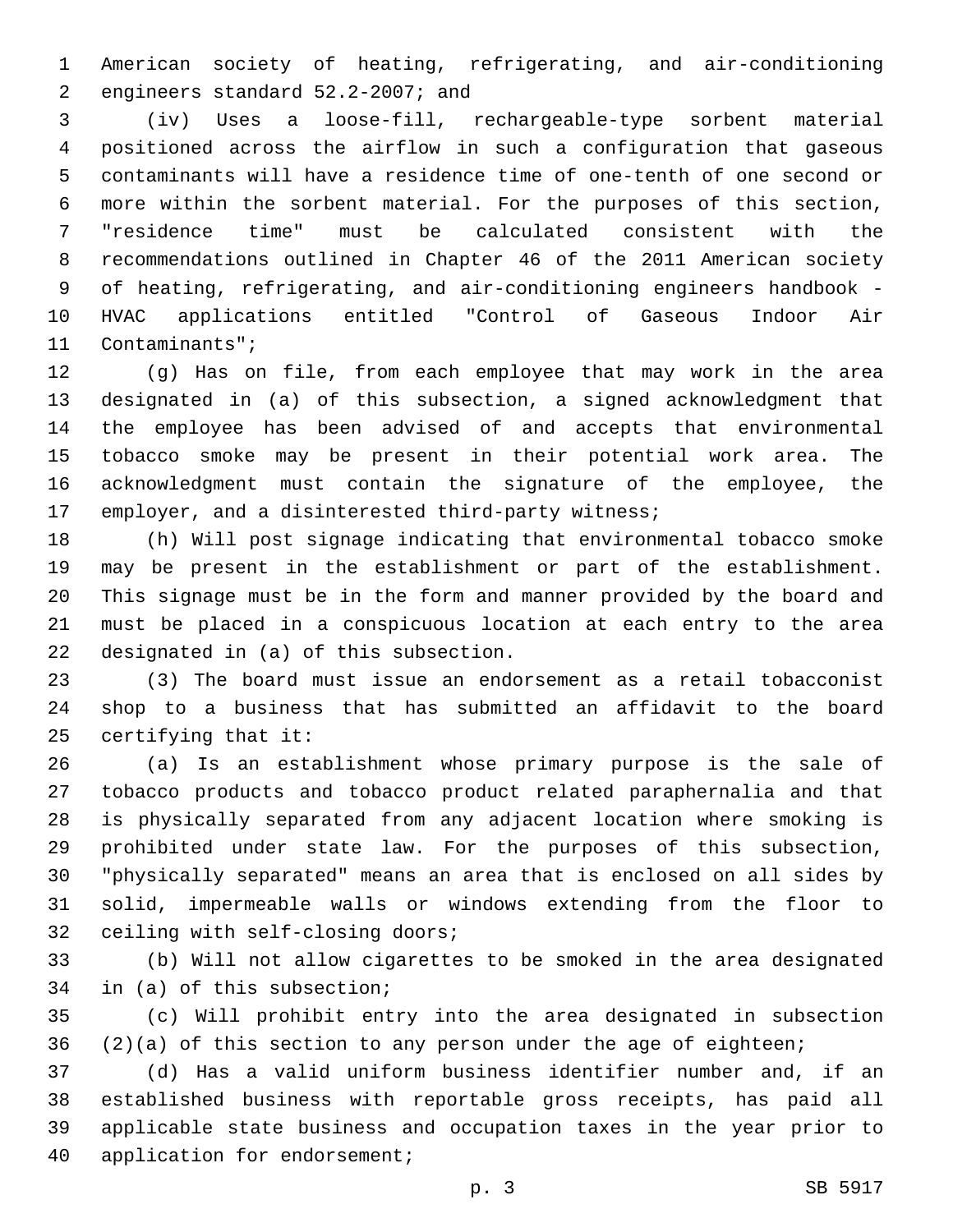American society of heating, refrigerating, and air-conditioning engineers standard 52.2-2007; and

(iv) Uses a loose-fill, rechargeable-type sorbent material positioned across the airflow in such a configuration that gaseous contaminants will have a residence time of one-tenth of one second or more within the sorbent material. For the purposes of this section, "residence time" must be calculated consistent with the recommendations outlined in Chapter 46 of the 2011 American society of heating, refrigerating, and air-conditioning engineers handbook - HVAC applications entitled "Control of Gaseous Indoor Air Contaminants";

(g) Has on file, from each employee that may work in the area designated in (a) of this subsection, a signed acknowledgment that the employee has been advised of and accepts that environmental tobacco smoke may be present in their potential work area. The acknowledgment must contain the signature of the employee, the employer, and a disinterested third-party witness;

(h) Will post signage indicating that environmental tobacco smoke may be present in the establishment or part of the establishment. This signage must be in the form and manner provided by the board and must be placed in a conspicuous location at each entry to the area designated in (a) of this subsection.

(3) The board must issue an endorsement as a retail tobacconist shop to a business that has submitted an affidavit to the board certifying that it:

(a) Is an establishment whose primary purpose is the sale of tobacco products and tobacco product related paraphernalia and that is physically separated from any adjacent location where smoking is prohibited under state law. For the purposes of this subsection, "physically separated" means an area that is enclosed on all sides by solid, impermeable walls or windows extending from the floor to ceiling with self-closing doors;

(b) Will not allow cigarettes to be smoked in the area designated in (a) of this subsection;

(c) Will prohibit entry into the area designated in subsection (2)(a) of this section to any person under the age of eighteen;

(d) Has a valid uniform business identifier number and, if an established business with reportable gross receipts, has paid all applicable state business and occupation taxes in the year prior to application for endorsement;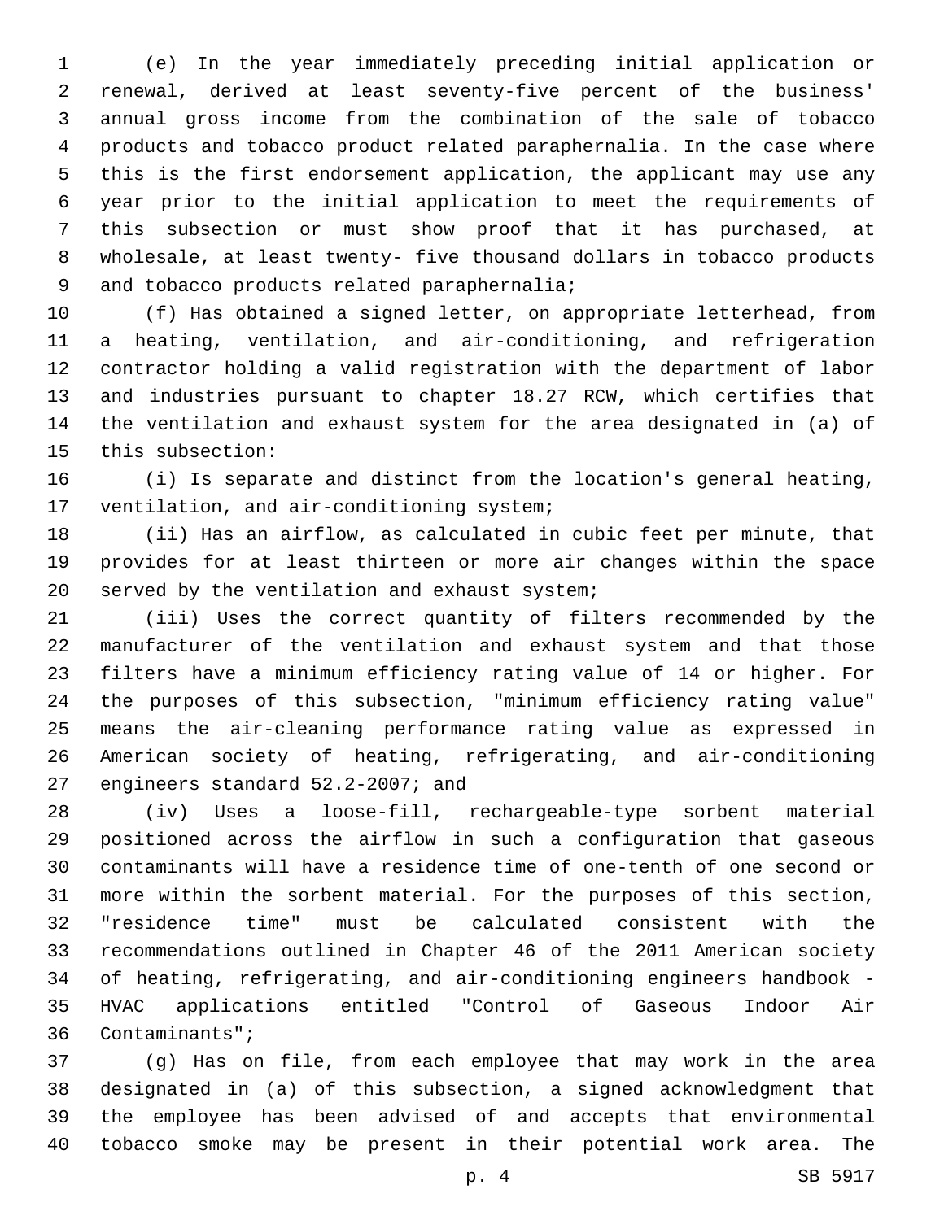(e) In the year immediately preceding initial application or renewal, derived at least seventy-five percent of the business' annual gross income from the combination of the sale of tobacco products and tobacco product related paraphernalia. In the case where this is the first endorsement application, the applicant may use any year prior to the initial application to meet the requirements of this subsection or must show proof that it has purchased, at wholesale, at least twenty- five thousand dollars in tobacco products and tobacco products related paraphernalia;

(f) Has obtained a signed letter, on appropriate letterhead, from a heating, ventilation, and air-conditioning, and refrigeration contractor holding a valid registration with the department of labor and industries pursuant to chapter 18.27 RCW, which certifies that the ventilation and exhaust system for the area designated in (a) of this subsection:

(i) Is separate and distinct from the location's general heating, ventilation, and air-conditioning system;

(ii) Has an airflow, as calculated in cubic feet per minute, that provides for at least thirteen or more air changes within the space served by the ventilation and exhaust system;

(iii) Uses the correct quantity of filters recommended by the manufacturer of the ventilation and exhaust system and that those filters have a minimum efficiency rating value of 14 or higher. For the purposes of this subsection, "minimum efficiency rating value" means the air-cleaning performance rating value as expressed in American society of heating, refrigerating, and air-conditioning engineers standard 52.2-2007; and

(iv) Uses a loose-fill, rechargeable-type sorbent material positioned across the airflow in such a configuration that gaseous contaminants will have a residence time of one-tenth of one second or more within the sorbent material. For the purposes of this section, "residence time" must be calculated consistent with the recommendations outlined in Chapter 46 of the 2011 American society of heating, refrigerating, and air-conditioning engineers handbook - HVAC applications entitled "Control of Gaseous Indoor Air Contaminants";

(g) Has on file, from each employee that may work in the area designated in (a) of this subsection, a signed acknowledgment that the employee has been advised of and accepts that environmental tobacco smoke may be present in their potential work area. The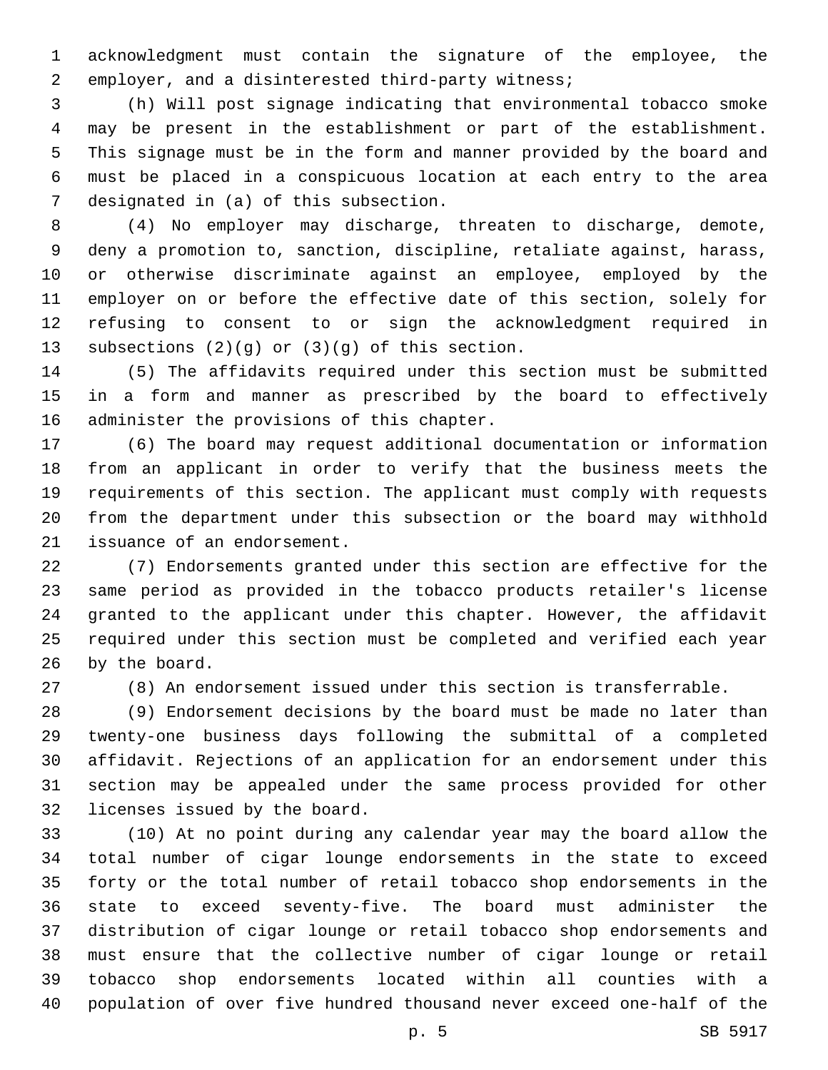acknowledgment must contain the signature of the employee, the employer, and a disinterested third-party witness;

(h) Will post signage indicating that environmental tobacco smoke may be present in the establishment or part of the establishment. This signage must be in the form and manner provided by the board and must be placed in a conspicuous location at each entry to the area designated in (a) of this subsection.

(4) No employer may discharge, threaten to discharge, demote, deny a promotion to, sanction, discipline, retaliate against, harass, or otherwise discriminate against an employee, employed by the employer on or before the effective date of this section, solely for refusing to consent to or sign the acknowledgment required in subsections (2)(g) or (3)(g) of this section.

(5) The affidavits required under this section must be submitted in a form and manner as prescribed by the board to effectively administer the provisions of this chapter.

(6) The board may request additional documentation or information from an applicant in order to verify that the business meets the requirements of this section. The applicant must comply with requests from the department under this subsection or the board may withhold issuance of an endorsement.

(7) Endorsements granted under this section are effective for the same period as provided in the tobacco products retailer's license granted to the applicant under this chapter. However, the affidavit required under this section must be completed and verified each year by the board.

(8) An endorsement issued under this section is transferrable.

(9) Endorsement decisions by the board must be made no later than twenty-one business days following the submittal of a completed affidavit. Rejections of an application for an endorsement under this section may be appealed under the same process provided for other licenses issued by the board.

(10) At no point during any calendar year may the board allow the total number of cigar lounge endorsements in the state to exceed forty or the total number of retail tobacco shop endorsements in the state to exceed seventy-five. The board must administer the distribution of cigar lounge or retail tobacco shop endorsements and must ensure that the collective number of cigar lounge or retail tobacco shop endorsements located within all counties with a population of over five hundred thousand never exceed one-half of the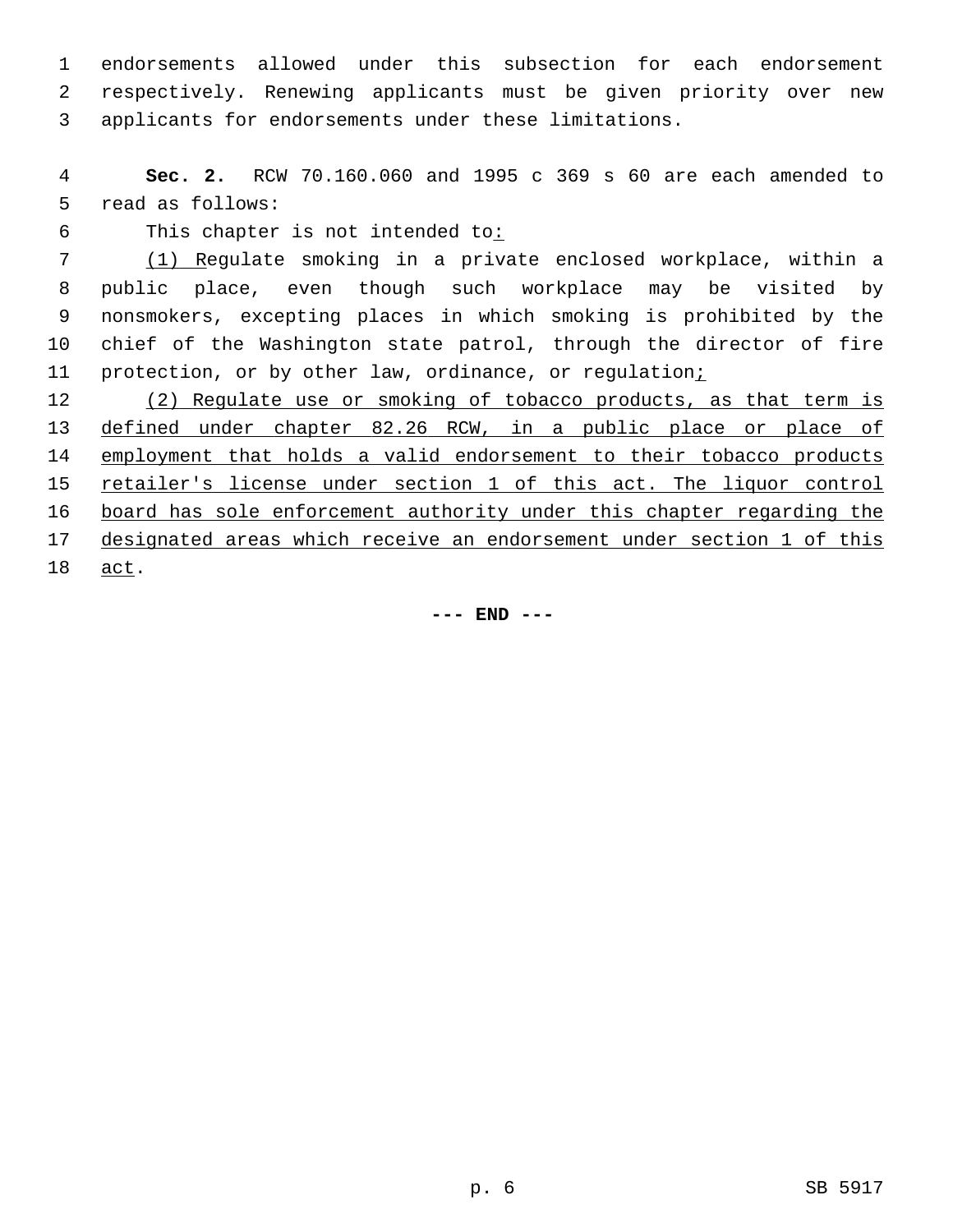endorsements allowed under this subsection for each endorsement respectively. Renewing applicants must be given priority over new applicants for endorsements under these limitations.

**Sec. 2.** RCW 70.160.060 and 1995 c 369 s 60 are each amended to read as follows:

This chapter is not intended to:

(1) Regulate smoking in a private enclosed workplace, within a public place, even though such workplace may be visited by nonsmokers, excepting places in which smoking is prohibited by the chief of the Washington state patrol, through the director of fire protection, or by other law, ordinance, or regulation;

(2) Regulate use or smoking of tobacco products, as that term is defined under chapter 82.26 RCW, in a public place or place of employment that holds a valid endorsement to their tobacco products retailer's license under section 1 of this act. The liquor control board has sole enforcement authority under this chapter regarding the designated areas which receive an endorsement under section 1 of this act.

**--- END ---**